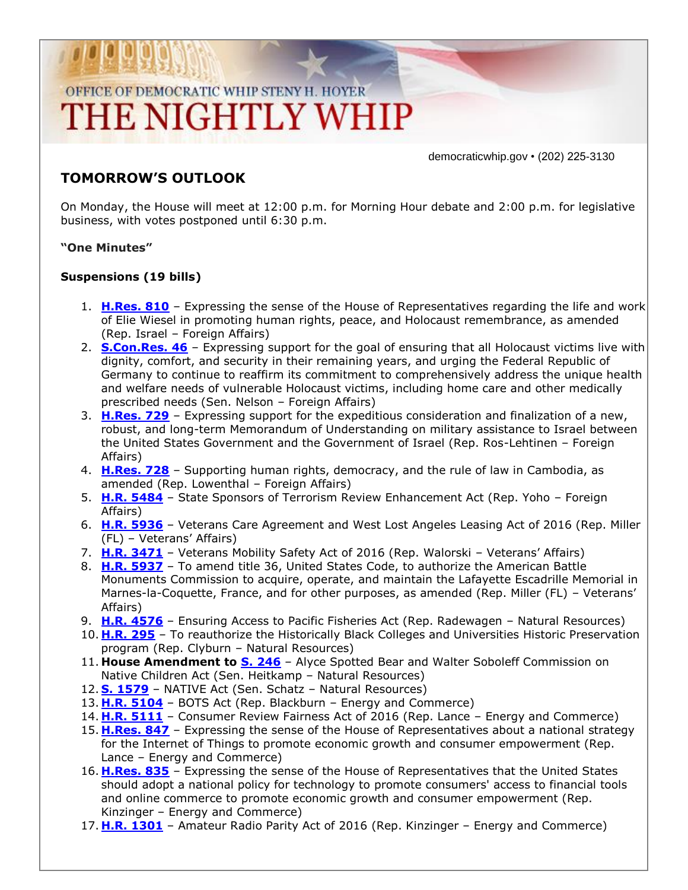OFFICE OF DEMOCRATIC WHIP STENY H. HOYER

# THE NIGHTLY WHIP

democraticwhip.gov • (202) 225-3130

## TOMORROW'S OUTLOOK

On Monday, the House will meet at 12:00 p.m. for Morning Hour debate and 2:00 p.m. for legislative business, with votes postponed until 6:30 p.m.

**"One Minutes"**

**Suspensions (19 bills)**

1. **H.Res. 810** – Expressing the sense of the House of Representatives regarding the life and work of Elie Wiesel in promoting human rights, peace, and Holocaust remembrance, as amended (Rep. Israel – Foreign Affairs)
2. **S.Con.Res. 46** – Expressing support for the goal of ensuring that all Holocaust victims live with dignity, comfort, and security in their remaining years, and urging the Federal Republic of Germany to continue to reaffirm its commitment to comprehensively address the unique health and welfare needs of vulnerable Holocaust victims, including home care and other medically prescribed needs (Sen. Nelson – Foreign Affairs)
3. **H.Res. 729** – Expressing support for the expeditious consideration and finalization of a new, robust, and long-term Memorandum of Understanding on military assistance to Israel between the United States Government and the Government of Israel (Rep. Ros-Lehtinen – Foreign Affairs)
4. **H.Res. 728** – Supporting human rights, democracy, and the rule of law in Cambodia, as amended (Rep. Lowenthal – Foreign Affairs)
5. **H.R. 5484** – State Sponsors of Terrorism Review Enhancement Act (Rep. Yoho – Foreign Affairs)
6. **H.R. 5936** – Veterans Care Agreement and West Lost Angeles Leasing Act of 2016 (Rep. Miller (FL) – Veterans' Affairs)
7. **H.R. 3471** – Veterans Mobility Safety Act of 2016 (Rep. Walorski – Veterans' Affairs)
8. **H.R. 5937** – To amend title 36, United States Code, to authorize the American Battle Monuments Commission to acquire, operate, and maintain the Lafayette Escadrille Memorial in Marnes-la-Coquette, France, and for other purposes, as amended (Rep. Miller (FL) – Veterans' Affairs)
9. **H.R. 4576** – Ensuring Access to Pacific Fisheries Act (Rep. Radewagen – Natural Resources)
10. **H.R. 295** – To reauthorize the Historically Black Colleges and Universities Historic Preservation program (Rep. Clyburn – Natural Resources)
11. **House Amendment to S. 246** – Alyce Spotted Bear and Walter Soboleff Commission on Native Children Act (Sen. Heitkamp – Natural Resources)
12. **S. 1579** – NATIVE Act (Sen. Schatz – Natural Resources)
13. **H.R. 5104** – BOTS Act (Rep. Blackburn – Energy and Commerce)
14. **H.R. 5111** – Consumer Review Fairness Act of 2016 (Rep. Lance – Energy and Commerce)
15. **H.Res. 847** – Expressing the sense of the House of Representatives about a national strategy for the Internet of Things to promote economic growth and consumer empowerment (Rep. Lance – Energy and Commerce)
16. **H.Res. 835** – Expressing the sense of the House of Representatives that the United States should adopt a national policy for technology to promote consumers' access to financial tools and online commerce to promote economic growth and consumer empowerment (Rep. Kinzinger – Energy and Commerce)
17. **H.R. 1301** – Amateur Radio Parity Act of 2016 (Rep. Kinzinger – Energy and Commerce)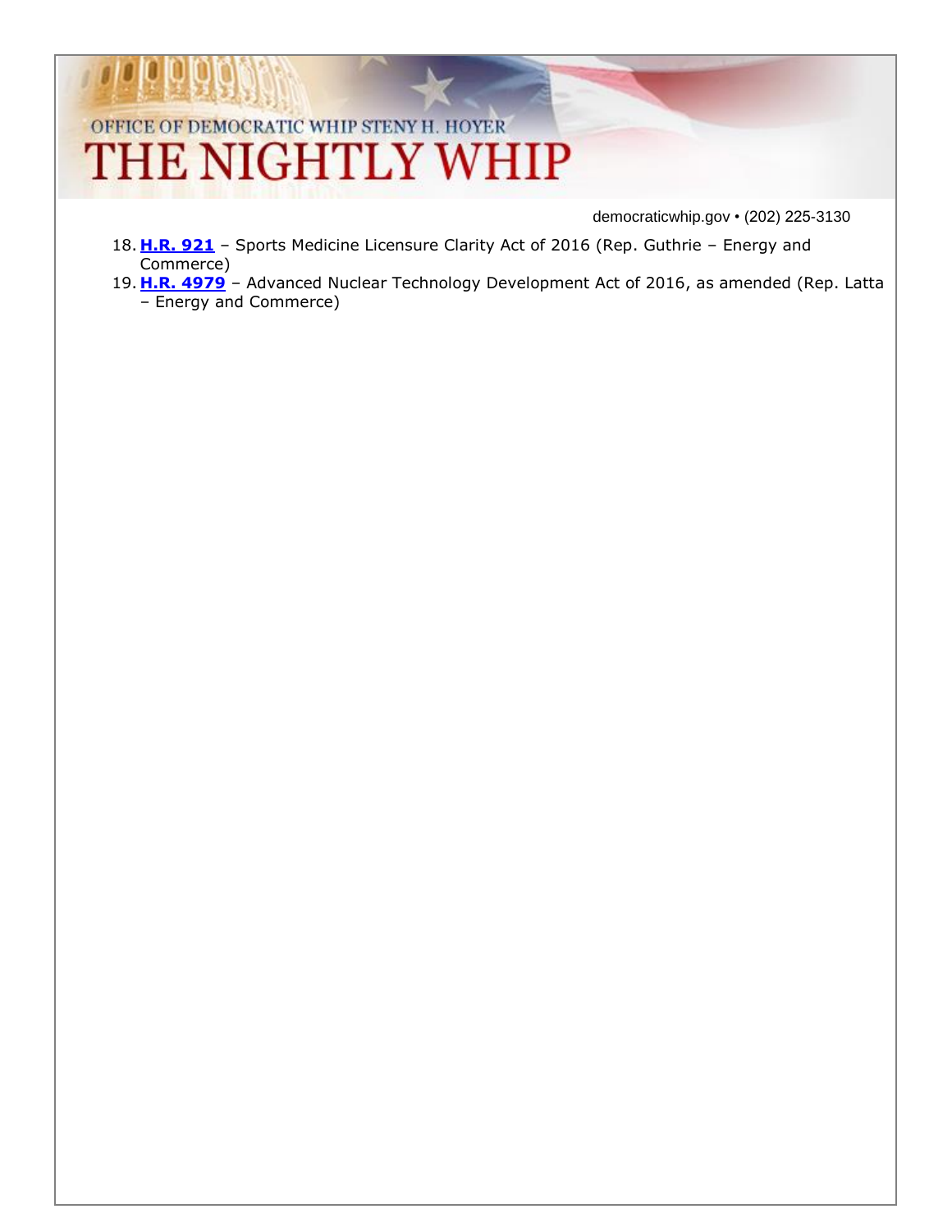18. **H.R. 921** – Sports Medicine Licensure Clarity Act of 2016 (Rep. Guthrie – Energy and Commerce)
19. **H.R. 4979** – Advanced Nuclear Technology Development Act of 2016, as amended (Rep. Latta – Energy and Commerce)